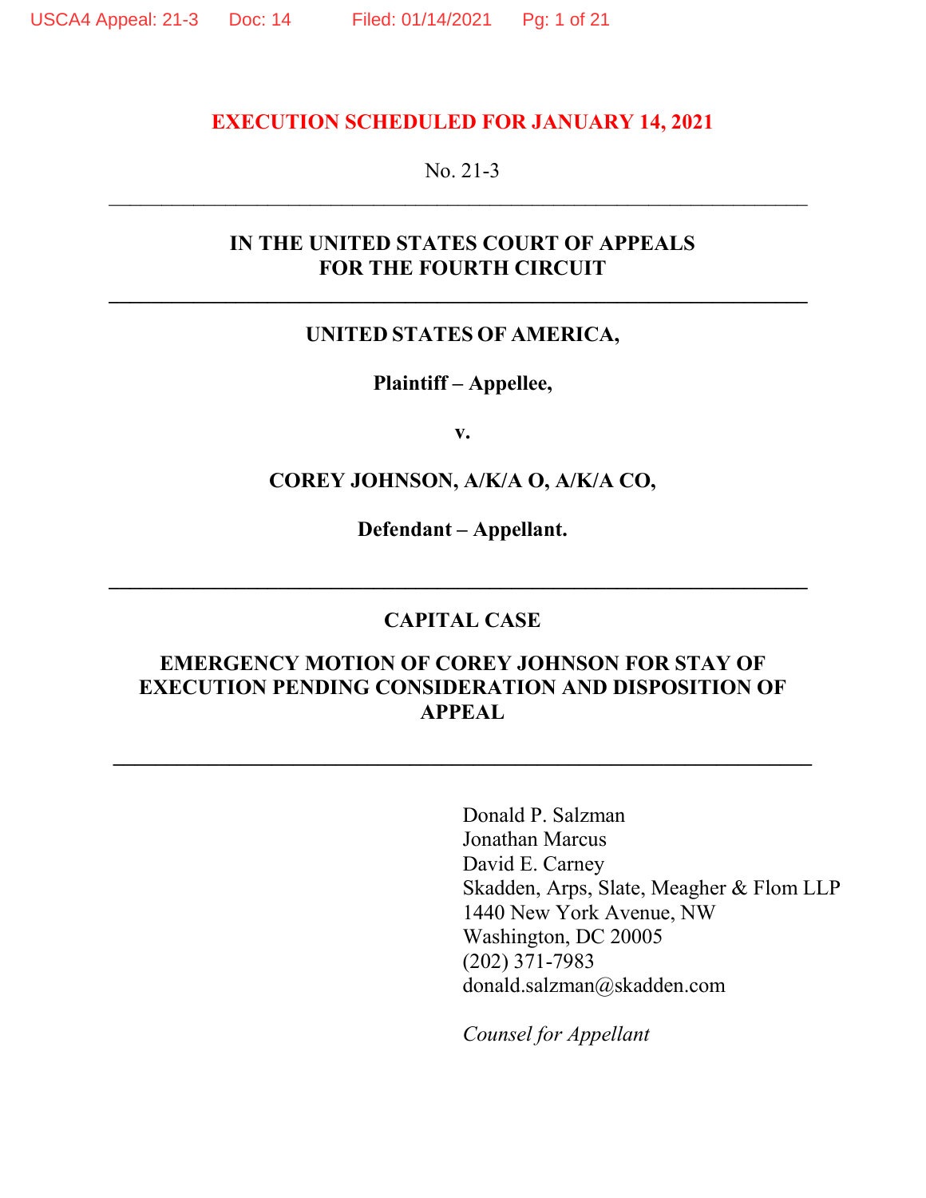**EXECUTION SCHEDULED FOR JANUARY 14, 2021**

No. 21-3

---

**IN THE UNITED STATES COURT OF APPEALS**
**FOR THE FOURTH CIRCUIT**

---

**UNITED STATES OF AMERICA,**

**Plaintiff – Appellee,**

**v.**

**COREY JOHNSON, A/K/A O, A/K/A CO,**

**Defendant – Appellant.**

---

**CAPITAL CASE**

**EMERGENCY MOTION OF COREY JOHNSON FOR STAY OF EXECUTION PENDING CONSIDERATION AND DISPOSITION OF APPEAL**

---

Donald P. Salzman
Jonathan Marcus
David E. Carney
Skadden, Arps, Slate, Meagher & Flom LLP
1440 New York Avenue, NW
Washington, DC 20005
(202) 371-7983
donald.salzman@skadden.com

*Counsel for Appellant*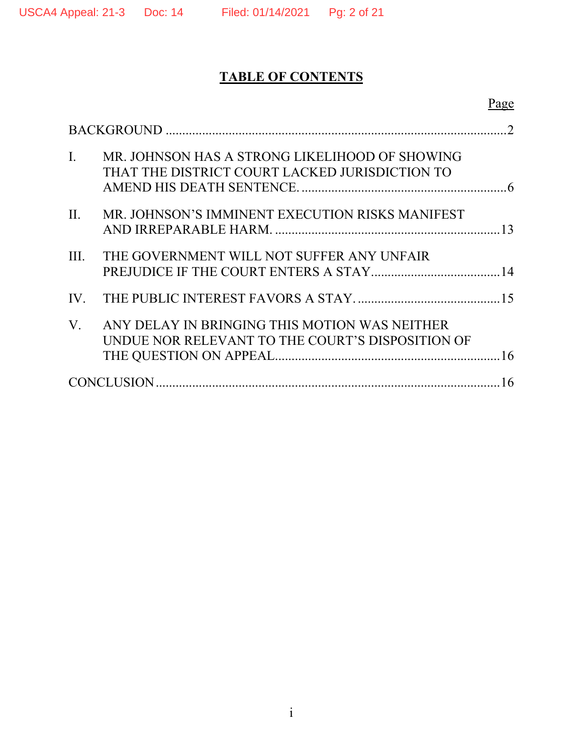# TABLE OF CONTENTS

| | | Page |
|---|---|---|
| BACKGROUND | | 2 |
| I. | MR. JOHNSON HAS A STRONG LIKELIHOOD OF SHOWING THAT THE DISTRICT COURT LACKED JURISDICTION TO AMEND HIS DEATH SENTENCE. | 6 |
| II. | MR. JOHNSON'S IMMINENT EXECUTION RISKS MANIFEST AND IRREPARABLE HARM. | 13 |
| III. | THE GOVERNMENT WILL NOT SUFFER ANY UNFAIR PREJUDICE IF THE COURT ENTERS A STAY | 14 |
| IV. | THE PUBLIC INTEREST FAVORS A STAY. | 15 |
| V. | ANY DELAY IN BRINGING THIS MOTION WAS NEITHER UNDUE NOR RELEVANT TO THE COURT'S DISPOSITION OF THE QUESTION ON APPEAL | 16 |
| CONCLUSION | | 16 |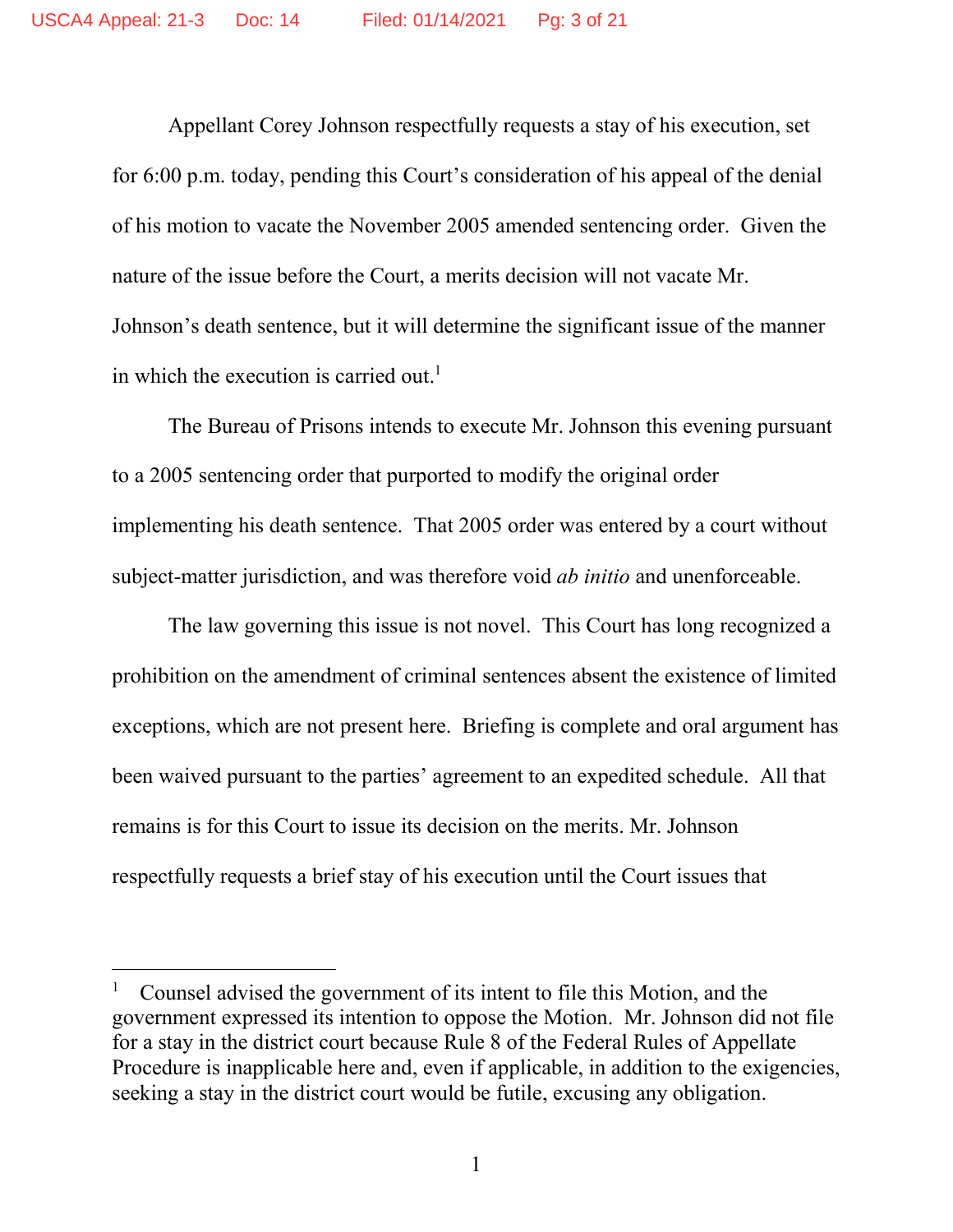Appellant Corey Johnson respectfully requests a stay of his execution, set for 6:00 p.m. today, pending this Court's consideration of his appeal of the denial of his motion to vacate the November 2005 amended sentencing order. Given the nature of the issue before the Court, a merits decision will not vacate Mr. Johnson's death sentence, but it will determine the significant issue of the manner in which the execution is carried out.[1]

The Bureau of Prisons intends to execute Mr. Johnson this evening pursuant to a 2005 sentencing order that purported to modify the original order implementing his death sentence. That 2005 order was entered by a court without subject-matter jurisdiction, and was therefore void *ab initio* and unenforceable.

The law governing this issue is not novel. This Court has long recognized a prohibition on the amendment of criminal sentences absent the existence of limited exceptions, which are not present here. Briefing is complete and oral argument has been waived pursuant to the parties' agreement to an expedited schedule. All that remains is for this Court to issue its decision on the merits. Mr. Johnson respectfully requests a brief stay of his execution until the Court issues that

---

[1] Counsel advised the government of its intent to file this Motion, and the government expressed its intention to oppose the Motion. Mr. Johnson did not file for a stay in the district court because Rule 8 of the Federal Rules of Appellate Procedure is inapplicable here and, even if applicable, in addition to the exigencies, seeking a stay in the district court would be futile, excusing any obligation.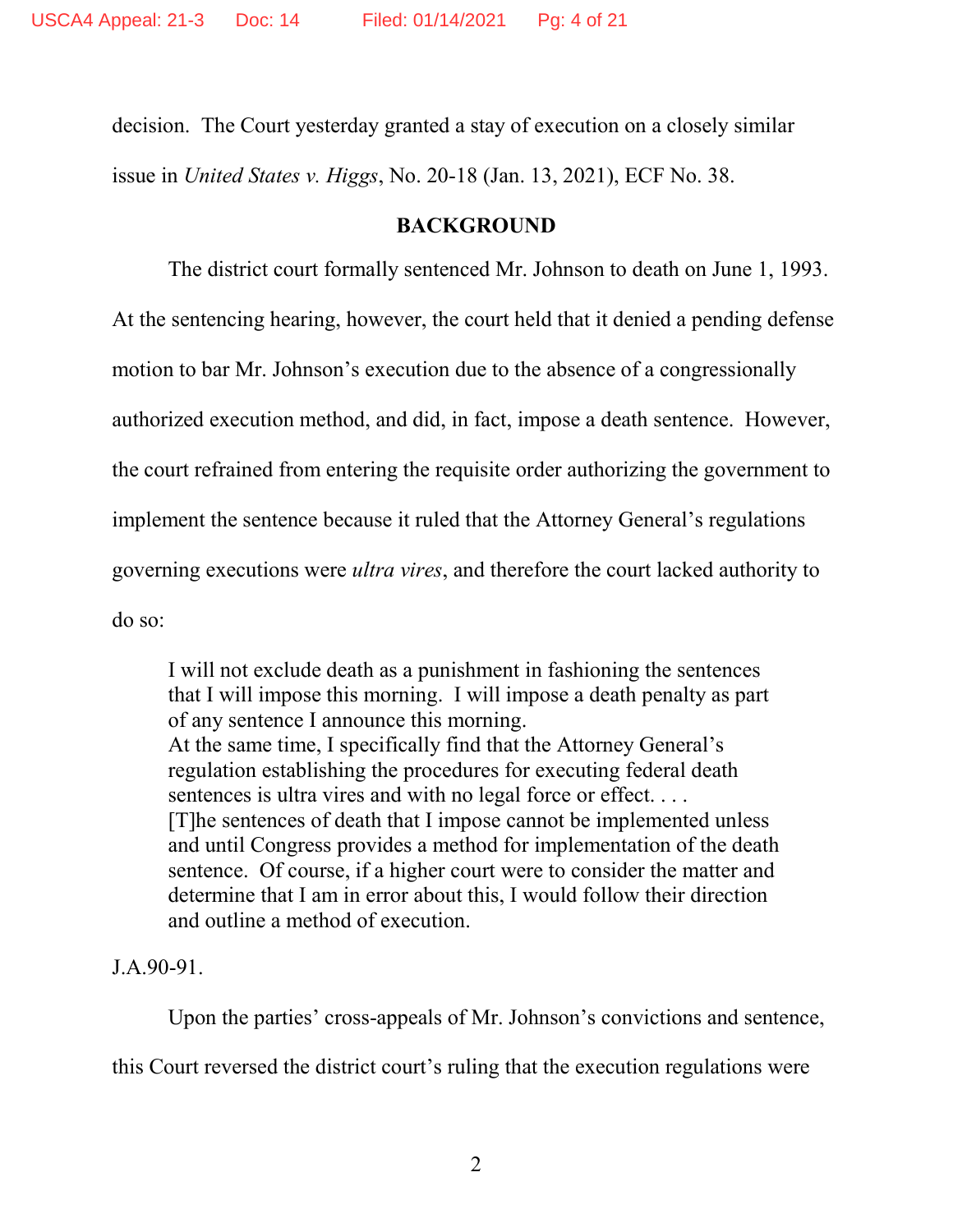decision. The Court yesterday granted a stay of execution on a closely similar issue in *United States v. Higgs*, No. 20-18 (Jan. 13, 2021), ECF No. 38.

## BACKGROUND

The district court formally sentenced Mr. Johnson to death on June 1, 1993. At the sentencing hearing, however, the court held that it denied a pending defense motion to bar Mr. Johnson's execution due to the absence of a congressionally authorized execution method, and did, in fact, impose a death sentence. However, the court refrained from entering the requisite order authorizing the government to implement the sentence because it ruled that the Attorney General's regulations governing executions were *ultra vires*, and therefore the court lacked authority to do so:

> I will not exclude death as a punishment in fashioning the sentences that I will impose this morning. I will impose a death penalty as part of any sentence I announce this morning.
> At the same time, I specifically find that the Attorney General's regulation establishing the procedures for executing federal death sentences is ultra vires and with no legal force or effect. . . . [T]he sentences of death that I impose cannot be implemented unless and until Congress provides a method for implementation of the death sentence. Of course, if a higher court were to consider the matter and determine that I am in error about this, I would follow their direction and outline a method of execution.

J.A.90-91.

Upon the parties' cross-appeals of Mr. Johnson's convictions and sentence, this Court reversed the district court's ruling that the execution regulations were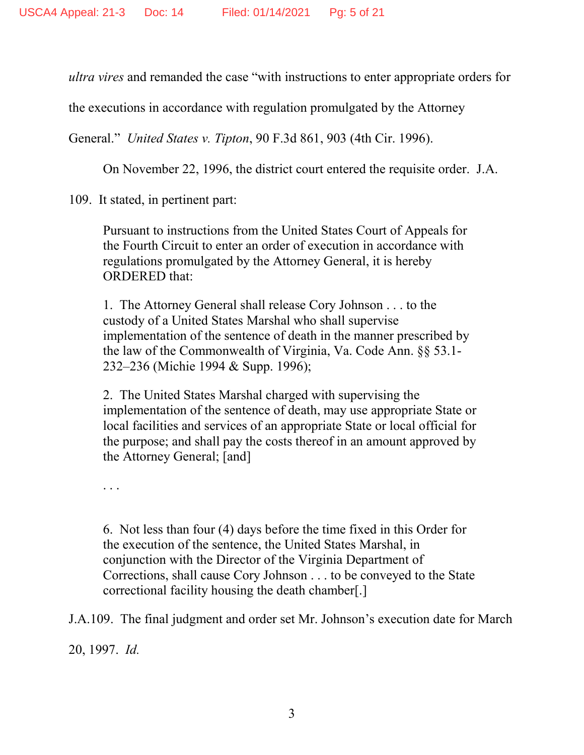*ultra vires* and remanded the case "with instructions to enter appropriate orders for the executions in accordance with regulation promulgated by the Attorney General." *United States v. Tipton*, 90 F.3d 861, 903 (4th Cir. 1996).

On November 22, 1996, the district court entered the requisite order. J.A. 109. It stated, in pertinent part:

> Pursuant to instructions from the United States Court of Appeals for the Fourth Circuit to enter an order of execution in accordance with regulations promulgated by the Attorney General, it is hereby ORDERED that:
>
> 1. The Attorney General shall release Cory Johnson . . . to the custody of a United States Marshal who shall supervise implementation of the sentence of death in the manner prescribed by the law of the Commonwealth of Virginia, Va. Code Ann. §§ 53.1-232–236 (Michie 1994 & Supp. 1996);
>
> 2. The United States Marshal charged with supervising the implementation of the sentence of death, may use appropriate State or local facilities and services of an appropriate State or local official for the purpose; and shall pay the costs thereof in an amount approved by the Attorney General; [and]
>
> . . .
>
> 6. Not less than four (4) days before the time fixed in this Order for the execution of the sentence, the United States Marshal, in conjunction with the Director of the Virginia Department of Corrections, shall cause Cory Johnson . . . to be conveyed to the State correctional facility housing the death chamber[.]

J.A.109. The final judgment and order set Mr. Johnson's execution date for March 20, 1997. *Id.*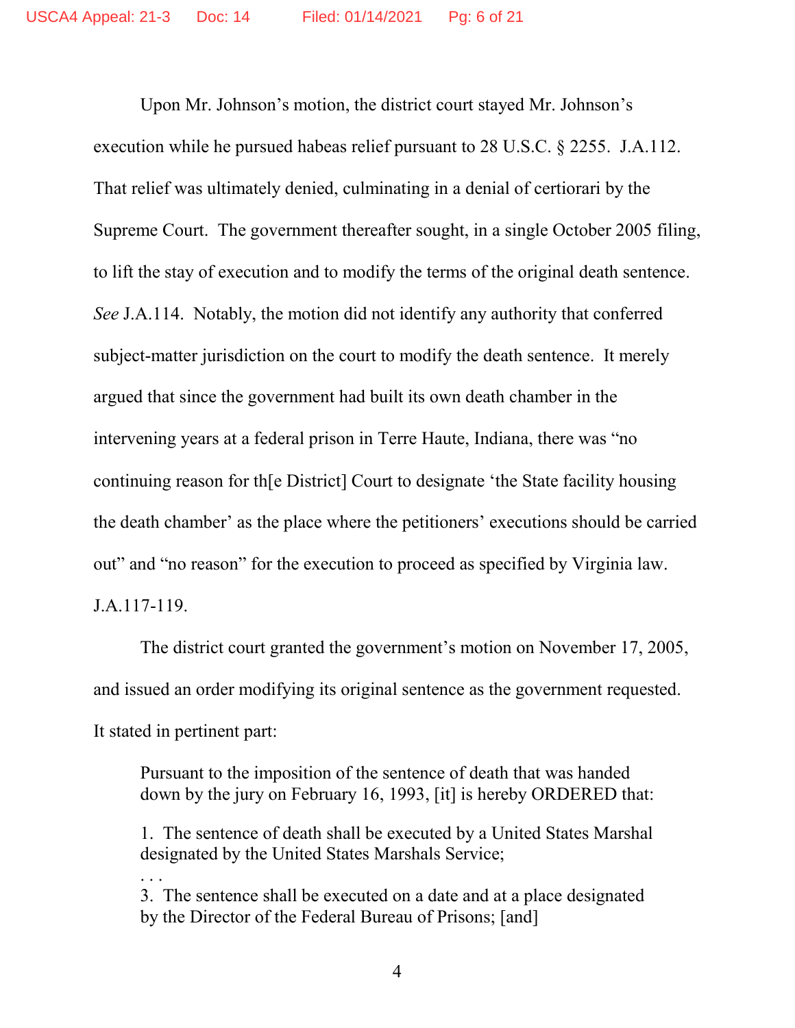Upon Mr. Johnson's motion, the district court stayed Mr. Johnson's execution while he pursued habeas relief pursuant to 28 U.S.C. § 2255. J.A.112. That relief was ultimately denied, culminating in a denial of certiorari by the Supreme Court. The government thereafter sought, in a single October 2005 filing, to lift the stay of execution and to modify the terms of the original death sentence. *See* J.A.114. Notably, the motion did not identify any authority that conferred subject-matter jurisdiction on the court to modify the death sentence. It merely argued that since the government had built its own death chamber in the intervening years at a federal prison in Terre Haute, Indiana, there was "no continuing reason for th[e District] Court to designate 'the State facility housing the death chamber' as the place where the petitioners' executions should be carried out" and "no reason" for the execution to proceed as specified by Virginia law. J.A.117-119.

The district court granted the government's motion on November 17, 2005, and issued an order modifying its original sentence as the government requested. It stated in pertinent part:

> Pursuant to the imposition of the sentence of death that was handed down by the jury on February 16, 1993, [it] is hereby ORDERED that:
>
> 1. The sentence of death shall be executed by a United States Marshal designated by the United States Marshals Service;
>
> . . .
>
> 3. The sentence shall be executed on a date and at a place designated by the Director of the Federal Bureau of Prisons; [and]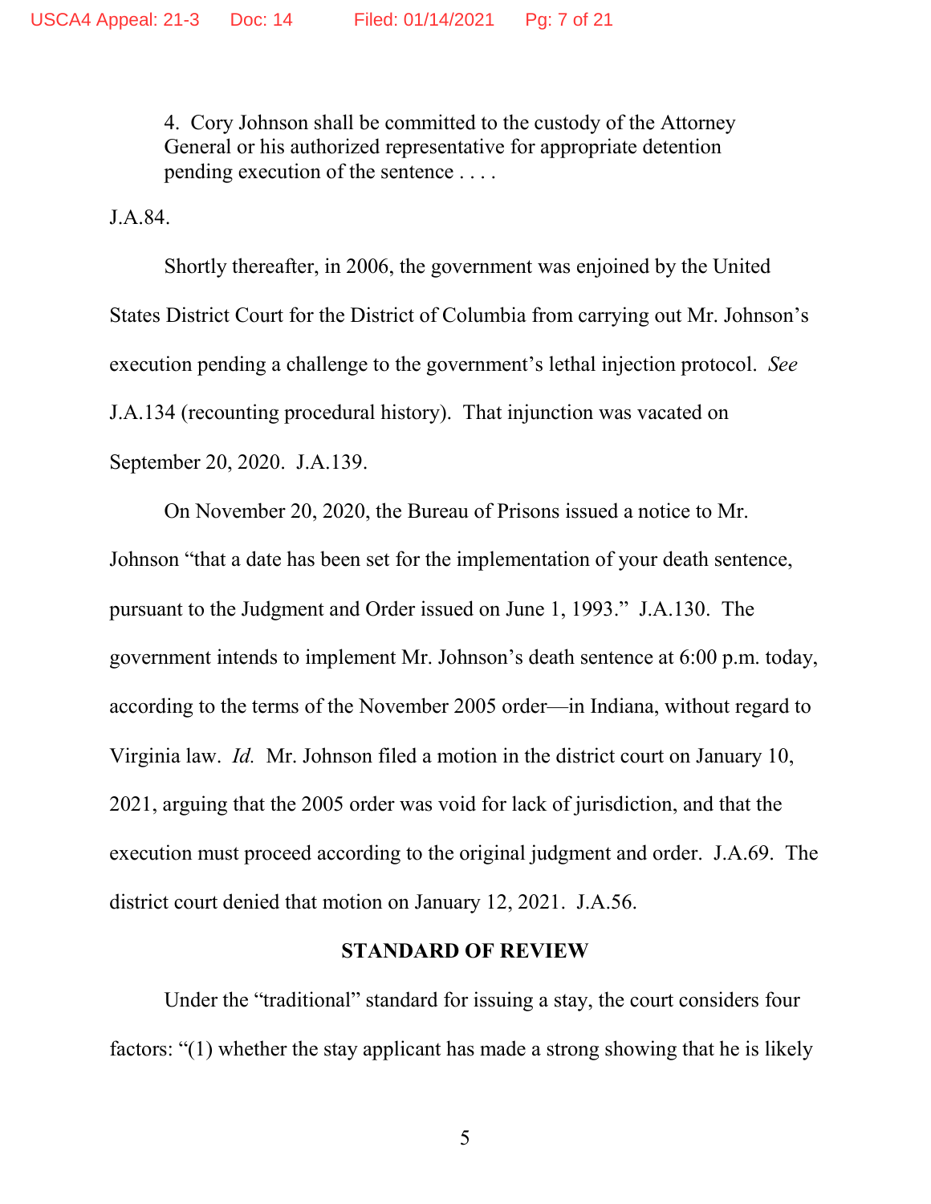> 4. Cory Johnson shall be committed to the custody of the Attorney General or his authorized representative for appropriate detention pending execution of the sentence . . . .

J.A.84.

Shortly thereafter, in 2006, the government was enjoined by the United States District Court for the District of Columbia from carrying out Mr. Johnson's execution pending a challenge to the government's lethal injection protocol. *See* J.A.134 (recounting procedural history). That injunction was vacated on September 20, 2020. J.A.139.

On November 20, 2020, the Bureau of Prisons issued a notice to Mr. Johnson "that a date has been set for the implementation of your death sentence, pursuant to the Judgment and Order issued on June 1, 1993." J.A.130. The government intends to implement Mr. Johnson's death sentence at 6:00 p.m. today, according to the terms of the November 2005 order—in Indiana, without regard to Virginia law. *Id.* Mr. Johnson filed a motion in the district court on January 10, 2021, arguing that the 2005 order was void for lack of jurisdiction, and that the execution must proceed according to the original judgment and order. J.A.69. The district court denied that motion on January 12, 2021. J.A.56.

## STANDARD OF REVIEW

Under the "traditional" standard for issuing a stay, the court considers four factors: "(1) whether the stay applicant has made a strong showing that he is likely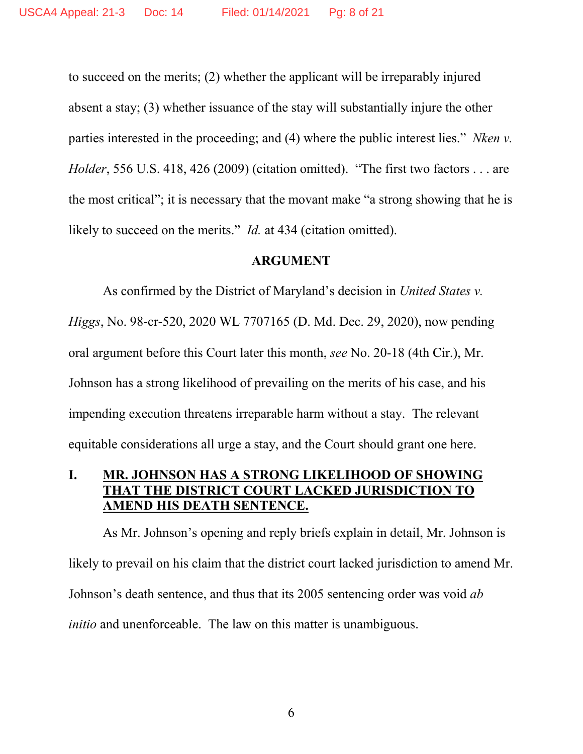to succeed on the merits; (2) whether the applicant will be irreparably injured absent a stay; (3) whether issuance of the stay will substantially injure the other parties interested in the proceeding; and (4) where the public interest lies." *Nken v. Holder*, 556 U.S. 418, 426 (2009) (citation omitted). "The first two factors . . . are the most critical"; it is necessary that the movant make "a strong showing that he is likely to succeed on the merits." *Id.* at 434 (citation omitted).

## ARGUMENT

As confirmed by the District of Maryland's decision in *United States v. Higgs*, No. 98-cr-520, 2020 WL 7707165 (D. Md. Dec. 29, 2020), now pending oral argument before this Court later this month, *see* No. 20-18 (4th Cir.), Mr. Johnson has a strong likelihood of prevailing on the merits of his case, and his impending execution threatens irreparable harm without a stay. The relevant equitable considerations all urge a stay, and the Court should grant one here.

### I. MR. JOHNSON HAS A STRONG LIKELIHOOD OF SHOWING THAT THE DISTRICT COURT LACKED JURISDICTION TO AMEND HIS DEATH SENTENCE.

As Mr. Johnson's opening and reply briefs explain in detail, Mr. Johnson is likely to prevail on his claim that the district court lacked jurisdiction to amend Mr. Johnson's death sentence, and thus that its 2005 sentencing order was void *ab initio* and unenforceable. The law on this matter is unambiguous.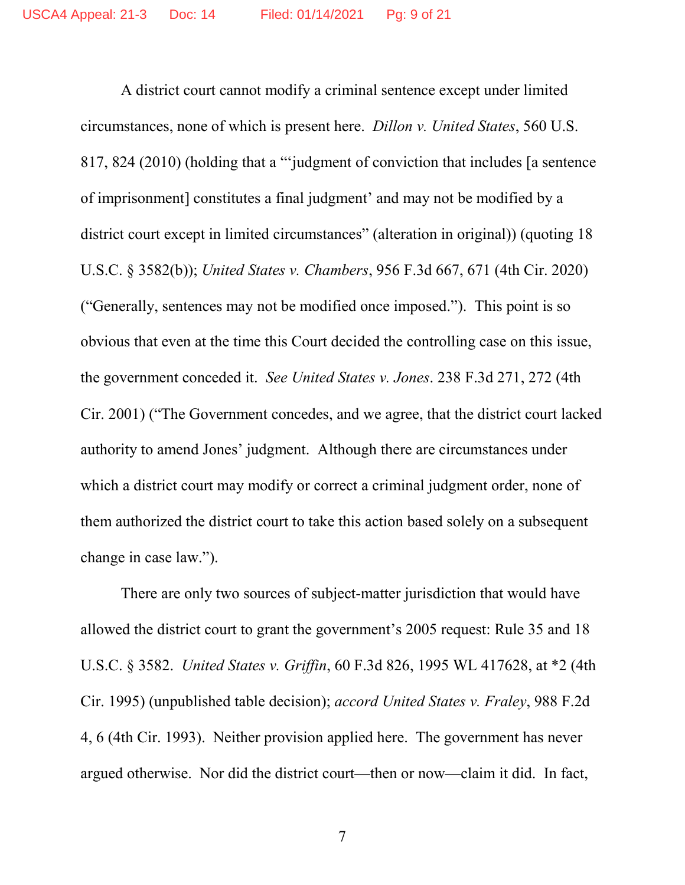A district court cannot modify a criminal sentence except under limited circumstances, none of which is present here. *Dillon v. United States*, 560 U.S. 817, 824 (2010) (holding that a "'judgment of conviction that includes [a sentence of imprisonment] constitutes a final judgment' and may not be modified by a district court except in limited circumstances" (alteration in original)) (quoting 18 U.S.C. § 3582(b)); *United States v. Chambers*, 956 F.3d 667, 671 (4th Cir. 2020) ("Generally, sentences may not be modified once imposed."). This point is so obvious that even at the time this Court decided the controlling case on this issue, the government conceded it. *See United States v. Jones*. 238 F.3d 271, 272 (4th Cir. 2001) ("The Government concedes, and we agree, that the district court lacked authority to amend Jones' judgment. Although there are circumstances under which a district court may modify or correct a criminal judgment order, none of them authorized the district court to take this action based solely on a subsequent change in case law.").

There are only two sources of subject-matter jurisdiction that would have allowed the district court to grant the government's 2005 request: Rule 35 and 18 U.S.C. § 3582. *United States v. Griffin*, 60 F.3d 826, 1995 WL 417628, at *2 (4th Cir. 1995) (unpublished table decision); *accord United States v. Fraley*, 988 F.2d 4, 6 (4th Cir. 1993). Neither provision applied here. The government has never argued otherwise. Nor did the district court—then or now—claim it did. In fact,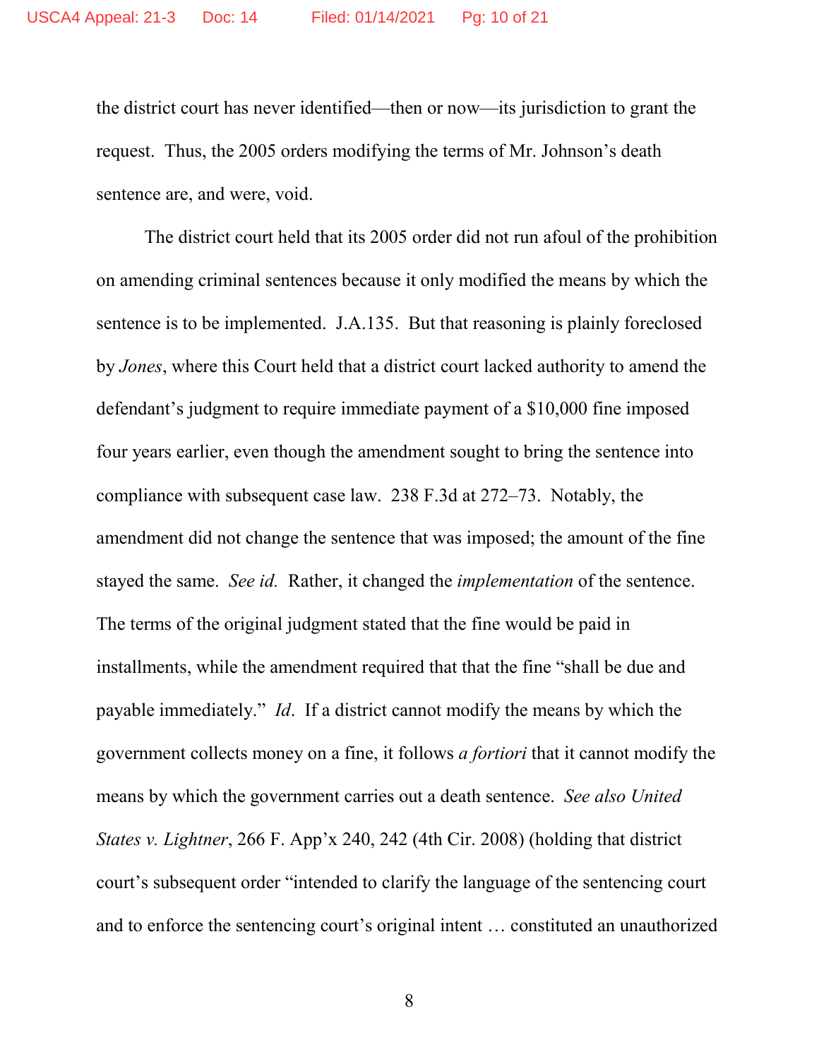the district court has never identified—then or now—its jurisdiction to grant the request. Thus, the 2005 orders modifying the terms of Mr. Johnson's death sentence are, and were, void.

The district court held that its 2005 order did not run afoul of the prohibition on amending criminal sentences because it only modified the means by which the sentence is to be implemented. J.A.135. But that reasoning is plainly foreclosed by *Jones*, where this Court held that a district court lacked authority to amend the defendant's judgment to require immediate payment of a $10,000 fine imposed four years earlier, even though the amendment sought to bring the sentence into compliance with subsequent case law. 238 F.3d at 272–73. Notably, the amendment did not change the sentence that was imposed; the amount of the fine stayed the same. *See id.* Rather, it changed the *implementation* of the sentence. The terms of the original judgment stated that the fine would be paid in installments, while the amendment required that that the fine "shall be due and payable immediately." *Id*. If a district cannot modify the means by which the government collects money on a fine, it follows *a fortiori* that it cannot modify the means by which the government carries out a death sentence. *See also United States v. Lightner*, 266 F. App'x 240, 242 (4th Cir. 2008) (holding that district court's subsequent order "intended to clarify the language of the sentencing court and to enforce the sentencing court's original intent … constituted an unauthorized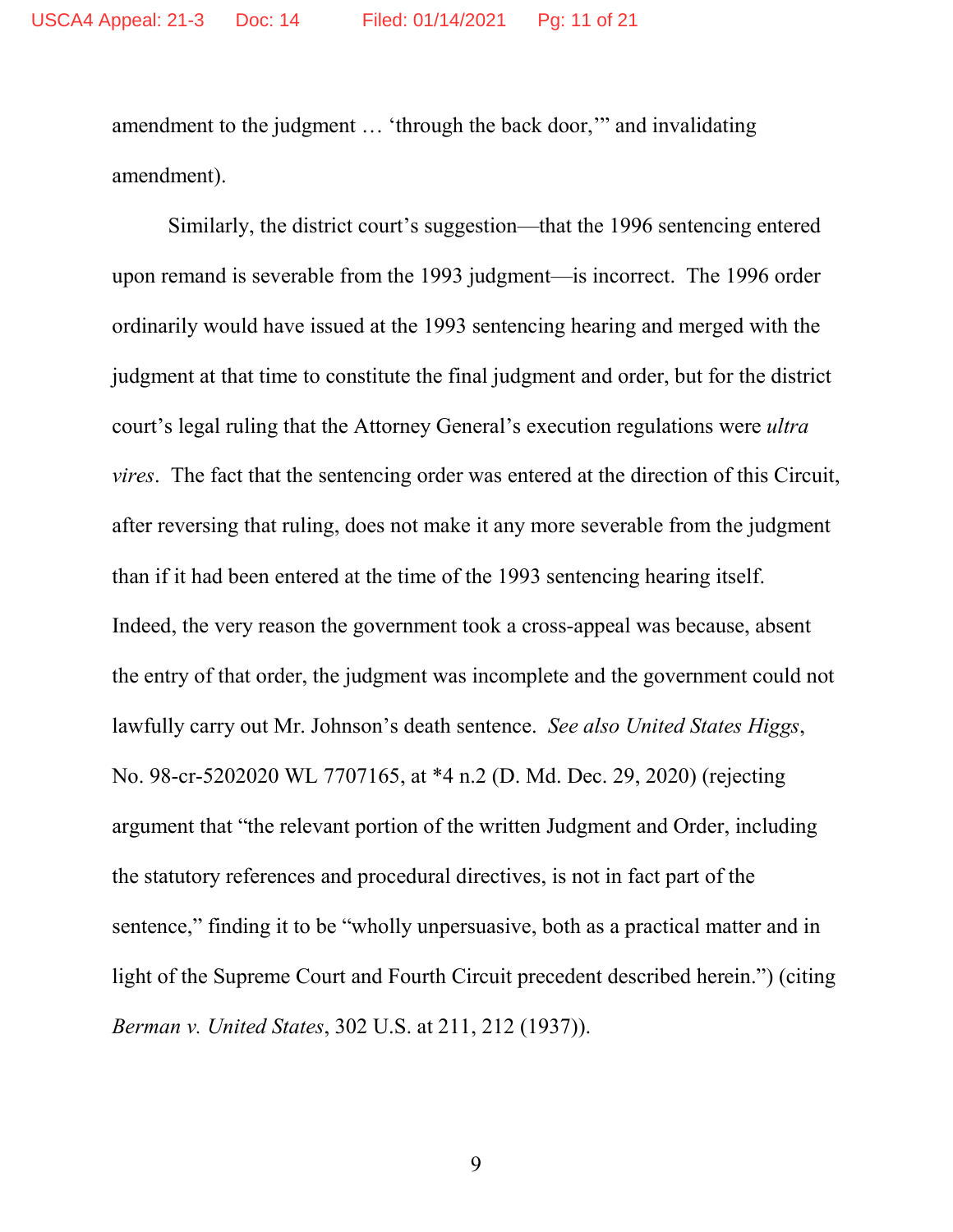amendment to the judgment … 'through the back door,'" and invalidating amendment).

Similarly, the district court's suggestion—that the 1996 sentencing entered upon remand is severable from the 1993 judgment—is incorrect. The 1996 order ordinarily would have issued at the 1993 sentencing hearing and merged with the judgment at that time to constitute the final judgment and order, but for the district court's legal ruling that the Attorney General's execution regulations were *ultra vires*. The fact that the sentencing order was entered at the direction of this Circuit, after reversing that ruling, does not make it any more severable from the judgment than if it had been entered at the time of the 1993 sentencing hearing itself. Indeed, the very reason the government took a cross-appeal was because, absent the entry of that order, the judgment was incomplete and the government could not lawfully carry out Mr. Johnson's death sentence. *See also United States Higgs*, No. 98-cr-5202020 WL 7707165, at *4 n.2 (D. Md. Dec. 29, 2020) (rejecting argument that "the relevant portion of the written Judgment and Order, including the statutory references and procedural directives, is not in fact part of the sentence," finding it to be "wholly unpersuasive, both as a practical matter and in light of the Supreme Court and Fourth Circuit precedent described herein.") (citing *Berman v. United States*, 302 U.S. at 211, 212 (1937)).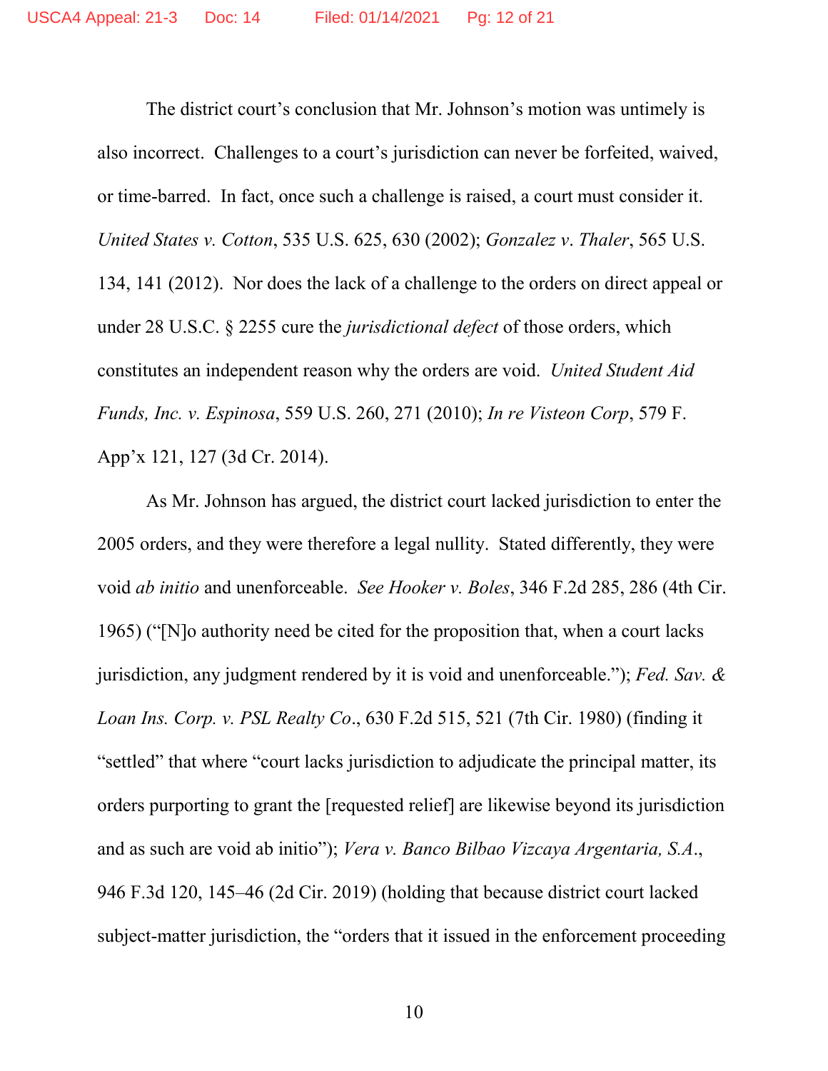The district court's conclusion that Mr. Johnson's motion was untimely is also incorrect. Challenges to a court's jurisdiction can never be forfeited, waived, or time-barred. In fact, once such a challenge is raised, a court must consider it. *United States v. Cotton*, 535 U.S. 625, 630 (2002); *Gonzalez v. Thaler*, 565 U.S. 134, 141 (2012). Nor does the lack of a challenge to the orders on direct appeal or under 28 U.S.C. § 2255 cure the *jurisdictional defect* of those orders, which constitutes an independent reason why the orders are void. *United Student Aid Funds, Inc. v. Espinosa*, 559 U.S. 260, 271 (2010); *In re Visteon Corp*, 579 F. App'x 121, 127 (3d Cr. 2014).

As Mr. Johnson has argued, the district court lacked jurisdiction to enter the 2005 orders, and they were therefore a legal nullity. Stated differently, they were void *ab initio* and unenforceable. *See Hooker v. Boles*, 346 F.2d 285, 286 (4th Cir. 1965) ("[N]o authority need be cited for the proposition that, when a court lacks jurisdiction, any judgment rendered by it is void and unenforceable."); *Fed. Sav. & Loan Ins. Corp. v. PSL Realty Co*., 630 F.2d 515, 521 (7th Cir. 1980) (finding it "settled" that where "court lacks jurisdiction to adjudicate the principal matter, its orders purporting to grant the [requested relief] are likewise beyond its jurisdiction and as such are void ab initio"); *Vera v. Banco Bilbao Vizcaya Argentaria, S.A*., 946 F.3d 120, 145–46 (2d Cir. 2019) (holding that because district court lacked subject-matter jurisdiction, the "orders that it issued in the enforcement proceeding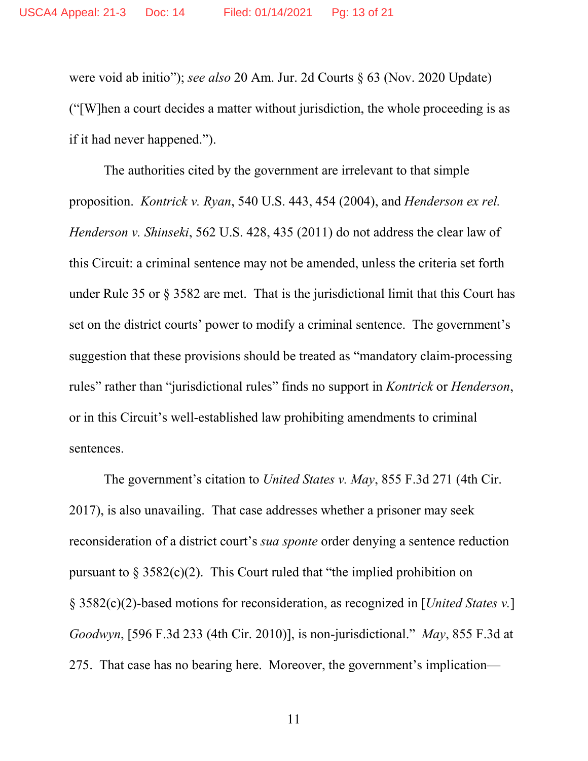were void ab initio"); *see also* 20 Am. Jur. 2d Courts § 63 (Nov. 2020 Update) ("[W]hen a court decides a matter without jurisdiction, the whole proceeding is as if it had never happened.").

The authorities cited by the government are irrelevant to that simple proposition. *Kontrick v. Ryan*, 540 U.S. 443, 454 (2004), and *Henderson ex rel. Henderson v. Shinseki*, 562 U.S. 428, 435 (2011) do not address the clear law of this Circuit: a criminal sentence may not be amended, unless the criteria set forth under Rule 35 or § 3582 are met. That is the jurisdictional limit that this Court has set on the district courts' power to modify a criminal sentence. The government's suggestion that these provisions should be treated as "mandatory claim-processing rules" rather than "jurisdictional rules" finds no support in *Kontrick* or *Henderson*, or in this Circuit's well-established law prohibiting amendments to criminal sentences.

The government's citation to *United States v. May*, 855 F.3d 271 (4th Cir. 2017), is also unavailing. That case addresses whether a prisoner may seek reconsideration of a district court's *sua sponte* order denying a sentence reduction pursuant to § 3582(c)(2). This Court ruled that "the implied prohibition on § 3582(c)(2)-based motions for reconsideration, as recognized in [*United States v.*] *Goodwyn*, [596 F.3d 233 (4th Cir. 2010)], is non-jurisdictional." *May*, 855 F.3d at 275. That case has no bearing here. Moreover, the government's implication—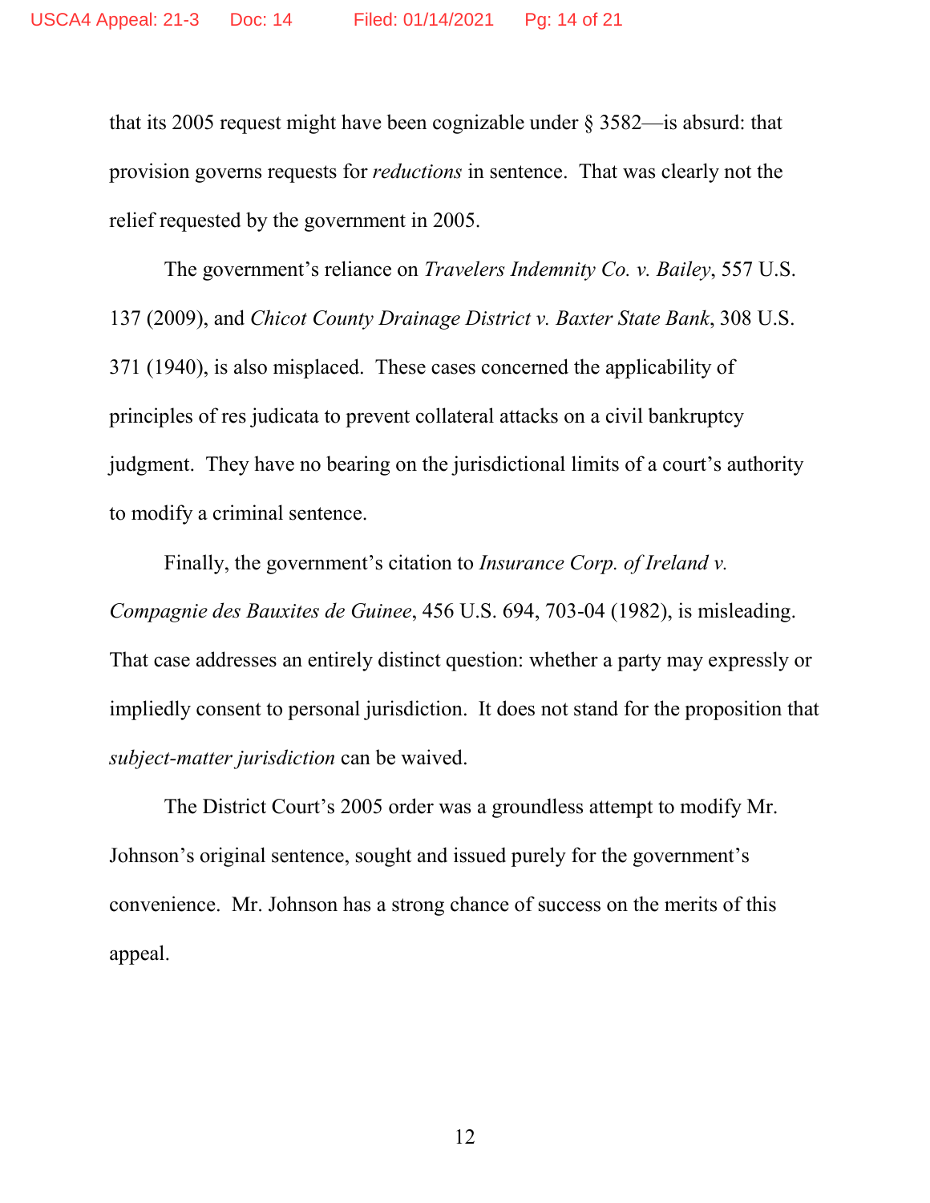that its 2005 request might have been cognizable under § 3582—is absurd: that provision governs requests for *reductions* in sentence. That was clearly not the relief requested by the government in 2005.

The government's reliance on *Travelers Indemnity Co. v. Bailey*, 557 U.S. 137 (2009), and *Chicot County Drainage District v. Baxter State Bank*, 308 U.S. 371 (1940), is also misplaced. These cases concerned the applicability of principles of res judicata to prevent collateral attacks on a civil bankruptcy judgment. They have no bearing on the jurisdictional limits of a court's authority to modify a criminal sentence.

Finally, the government's citation to *Insurance Corp. of Ireland v. Compagnie des Bauxites de Guinee*, 456 U.S. 694, 703-04 (1982), is misleading. That case addresses an entirely distinct question: whether a party may expressly or impliedly consent to personal jurisdiction. It does not stand for the proposition that *subject-matter jurisdiction* can be waived.

The District Court's 2005 order was a groundless attempt to modify Mr. Johnson's original sentence, sought and issued purely for the government's convenience. Mr. Johnson has a strong chance of success on the merits of this appeal.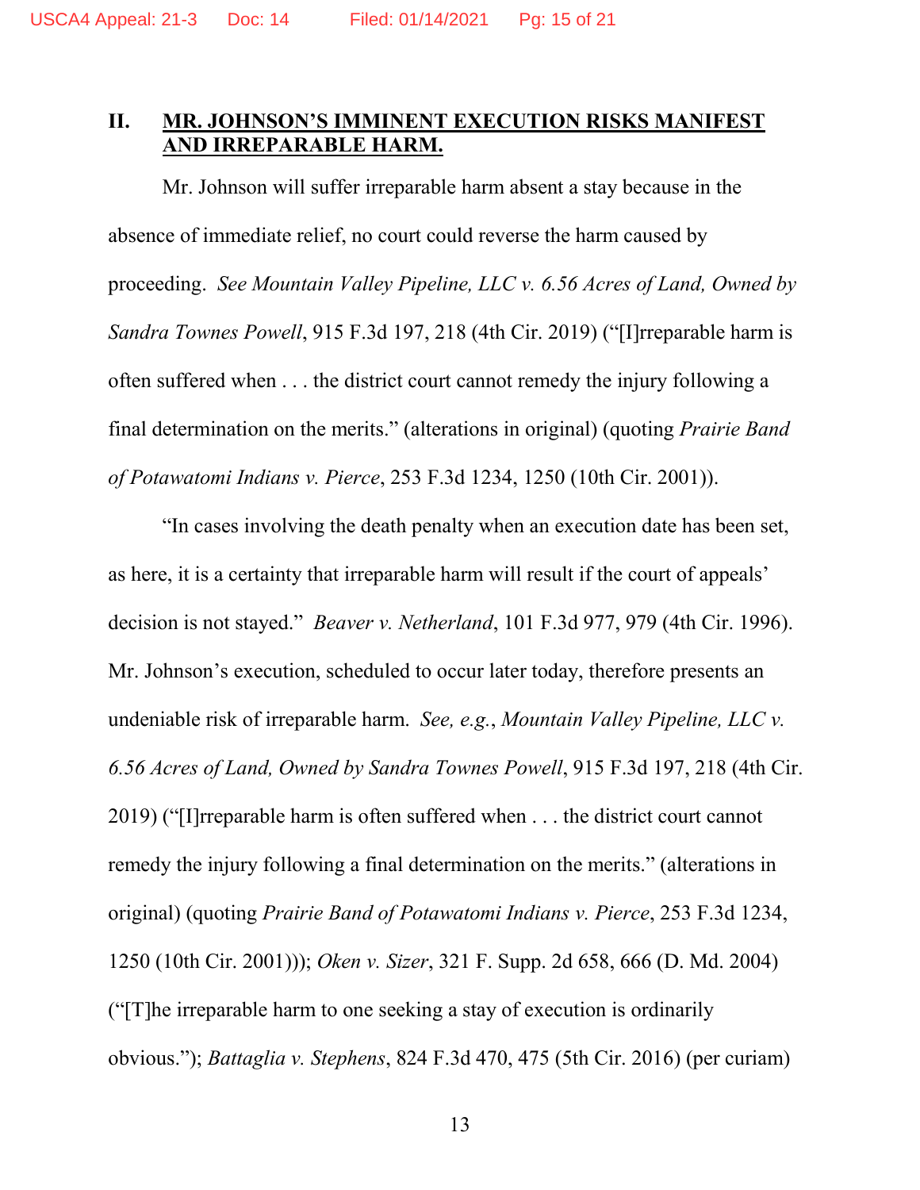## II. <u>MR. JOHNSON'S IMMINENT EXECUTION RISKS MANIFEST AND IRREPARABLE HARM.</u>

Mr. Johnson will suffer irreparable harm absent a stay because in the absence of immediate relief, no court could reverse the harm caused by proceeding. *See Mountain Valley Pipeline, LLC v. 6.56 Acres of Land, Owned by Sandra Townes Powell*, 915 F.3d 197, 218 (4th Cir. 2019) ("[I]rreparable harm is often suffered when . . . the district court cannot remedy the injury following a final determination on the merits." (alterations in original) (quoting *Prairie Band of Potawatomi Indians v. Pierce*, 253 F.3d 1234, 1250 (10th Cir. 2001)).

"In cases involving the death penalty when an execution date has been set, as here, it is a certainty that irreparable harm will result if the court of appeals' decision is not stayed." *Beaver v. Netherland*, 101 F.3d 977, 979 (4th Cir. 1996). Mr. Johnson's execution, scheduled to occur later today, therefore presents an undeniable risk of irreparable harm. *See, e.g.*, *Mountain Valley Pipeline, LLC v. 6.56 Acres of Land, Owned by Sandra Townes Powell*, 915 F.3d 197, 218 (4th Cir. 2019) ("[I]rreparable harm is often suffered when . . . the district court cannot remedy the injury following a final determination on the merits." (alterations in original) (quoting *Prairie Band of Potawatomi Indians v. Pierce*, 253 F.3d 1234, 1250 (10th Cir. 2001))); *Oken v. Sizer*, 321 F. Supp. 2d 658, 666 (D. Md. 2004) ("[T]he irreparable harm to one seeking a stay of execution is ordinarily obvious."); *Battaglia v. Stephens*, 824 F.3d 470, 475 (5th Cir. 2016) (per curiam)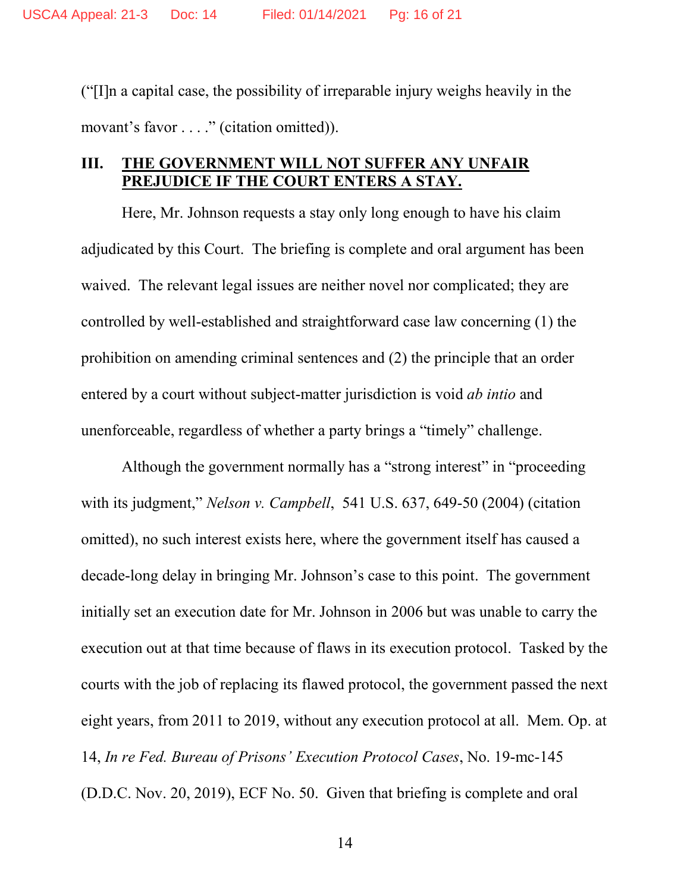("[I]n a capital case, the possibility of irreparable injury weighs heavily in the movant's favor . . . ." (citation omitted)).

## III. <u>THE GOVERNMENT WILL NOT SUFFER ANY UNFAIR PREJUDICE IF THE COURT ENTERS A STAY.</u>

Here, Mr. Johnson requests a stay only long enough to have his claim adjudicated by this Court. The briefing is complete and oral argument has been waived. The relevant legal issues are neither novel nor complicated; they are controlled by well-established and straightforward case law concerning (1) the prohibition on amending criminal sentences and (2) the principle that an order entered by a court without subject-matter jurisdiction is void *ab intio* and unenforceable, regardless of whether a party brings a "timely" challenge.

Although the government normally has a "strong interest" in "proceeding with its judgment," *Nelson v. Campbell*, 541 U.S. 637, 649-50 (2004) (citation omitted), no such interest exists here, where the government itself has caused a decade-long delay in bringing Mr. Johnson's case to this point. The government initially set an execution date for Mr. Johnson in 2006 but was unable to carry the execution out at that time because of flaws in its execution protocol. Tasked by the courts with the job of replacing its flawed protocol, the government passed the next eight years, from 2011 to 2019, without any execution protocol at all. Mem. Op. at 14, *In re Fed. Bureau of Prisons' Execution Protocol Cases*, No. 19-mc-145 (D.D.C. Nov. 20, 2019), ECF No. 50. Given that briefing is complete and oral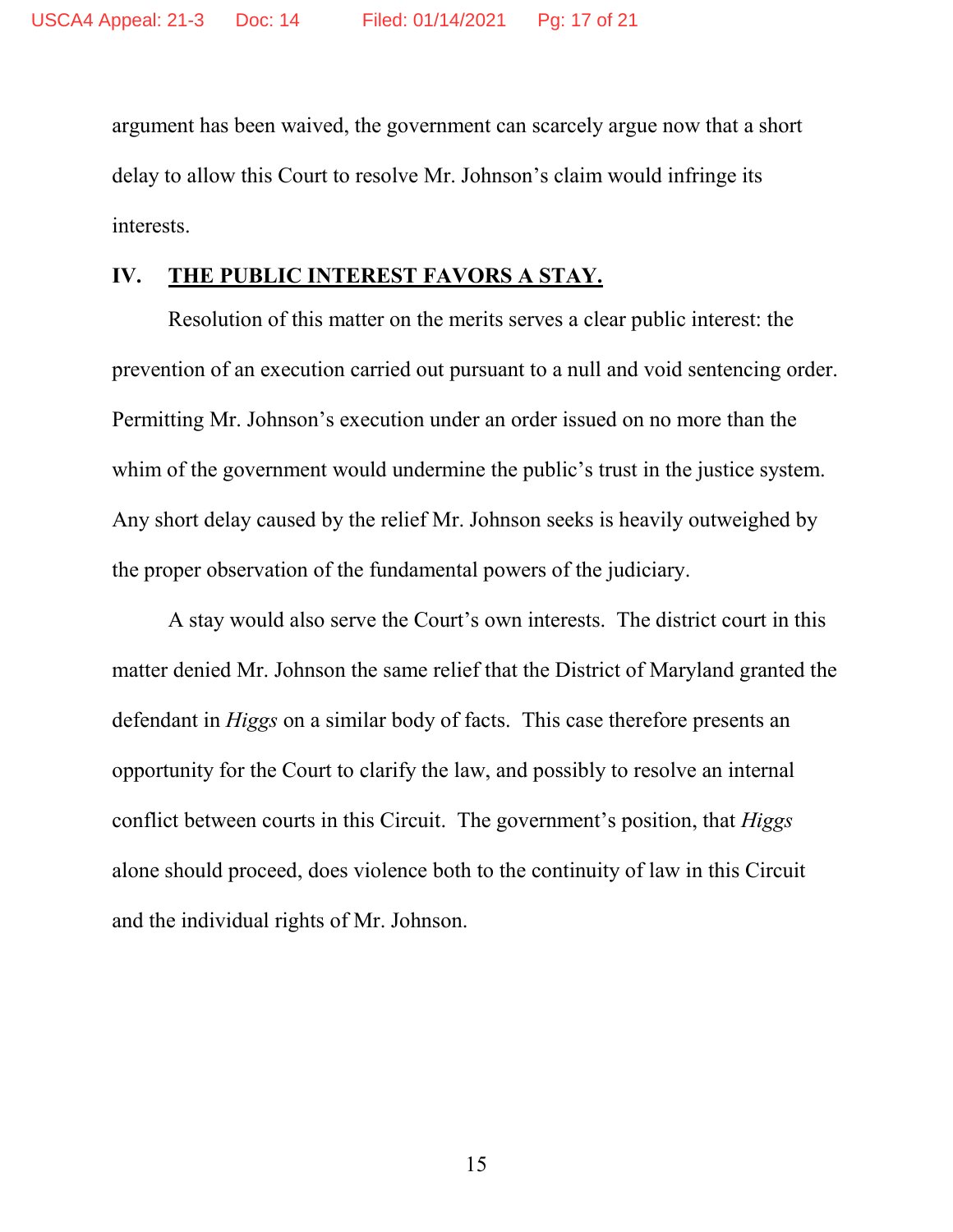argument has been waived, the government can scarcely argue now that a short delay to allow this Court to resolve Mr. Johnson's claim would infringe its interests.

## IV. **THE PUBLIC INTEREST FAVORS A STAY.**

Resolution of this matter on the merits serves a clear public interest: the prevention of an execution carried out pursuant to a null and void sentencing order. Permitting Mr. Johnson's execution under an order issued on no more than the whim of the government would undermine the public's trust in the justice system. Any short delay caused by the relief Mr. Johnson seeks is heavily outweighed by the proper observation of the fundamental powers of the judiciary.

A stay would also serve the Court's own interests. The district court in this matter denied Mr. Johnson the same relief that the District of Maryland granted the defendant in *Higgs* on a similar body of facts. This case therefore presents an opportunity for the Court to clarify the law, and possibly to resolve an internal conflict between courts in this Circuit. The government's position, that *Higgs* alone should proceed, does violence both to the continuity of law in this Circuit and the individual rights of Mr. Johnson.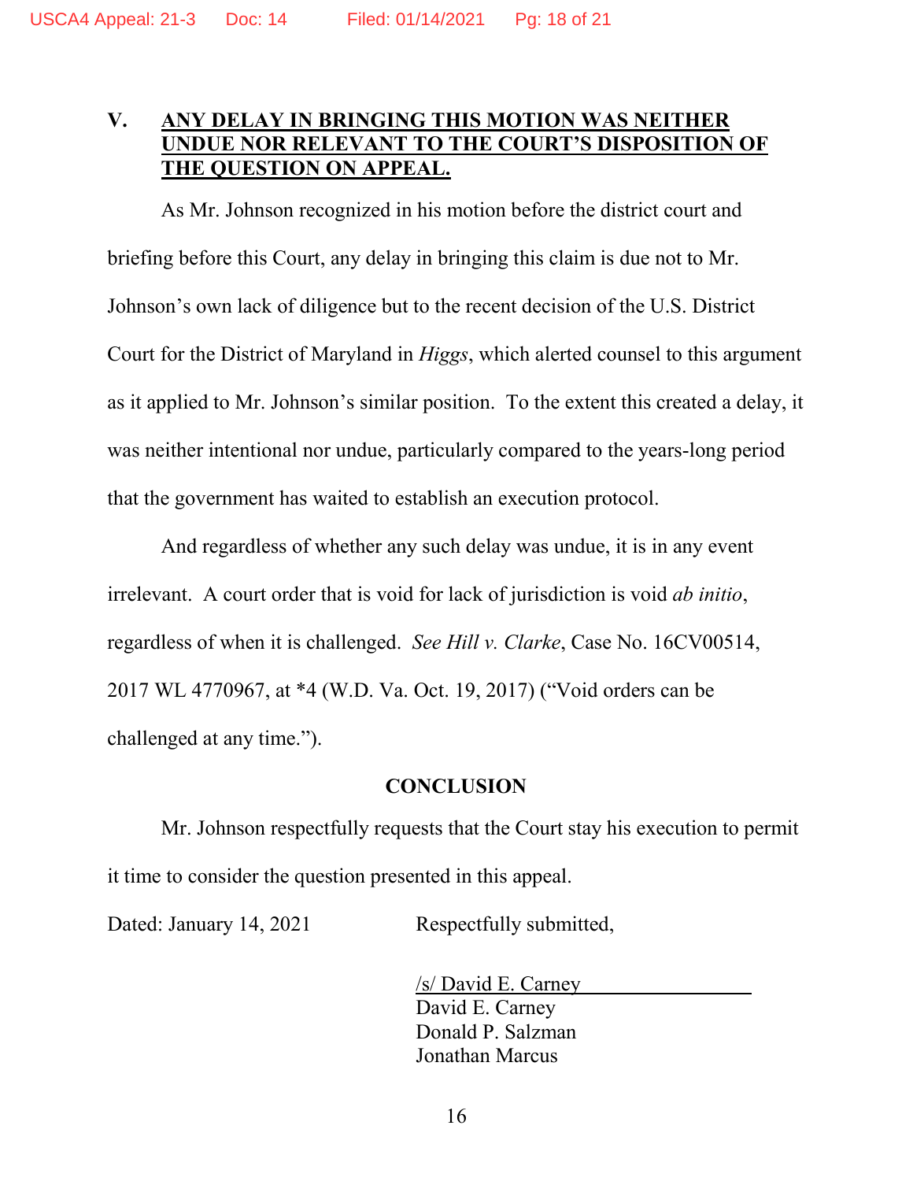## V. ANY DELAY IN BRINGING THIS MOTION WAS NEITHER UNDUE NOR RELEVANT TO THE COURT'S DISPOSITION OF THE QUESTION ON APPEAL.

As Mr. Johnson recognized in his motion before the district court and briefing before this Court, any delay in bringing this claim is due not to Mr. Johnson's own lack of diligence but to the recent decision of the U.S. District Court for the District of Maryland in *Higgs*, which alerted counsel to this argument as it applied to Mr. Johnson's similar position. To the extent this created a delay, it was neither intentional nor undue, particularly compared to the years-long period that the government has waited to establish an execution protocol.

And regardless of whether any such delay was undue, it is in any event irrelevant. A court order that is void for lack of jurisdiction is void *ab initio*, regardless of when it is challenged. *See Hill v. Clarke*, Case No. 16CV00514, 2017 WL 4770967, at *4 (W.D. Va. Oct. 19, 2017) ("Void orders can be challenged at any time.").

## CONCLUSION

Mr. Johnson respectfully requests that the Court stay his execution to permit it time to consider the question presented in this appeal.

Dated: January 14, 2021

Respectfully submitted,

/s/ David E. Carney
David E. Carney
Donald P. Salzman
Jonathan Marcus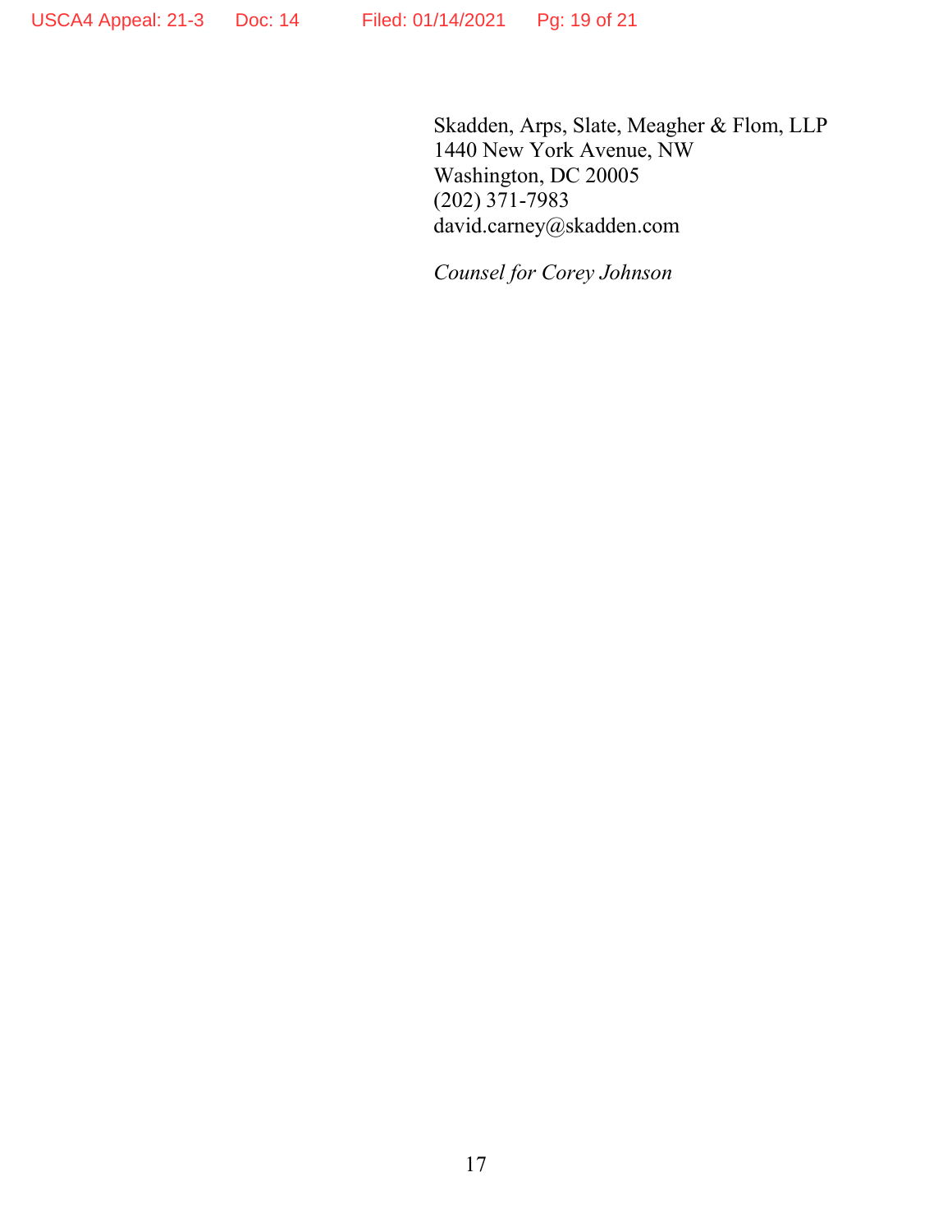Skadden, Arps, Slate, Meagher & Flom, LLP
1440 New York Avenue, NW
Washington, DC 20005
(202) 371-7983
david.carney@skadden.com

*Counsel for Corey Johnson*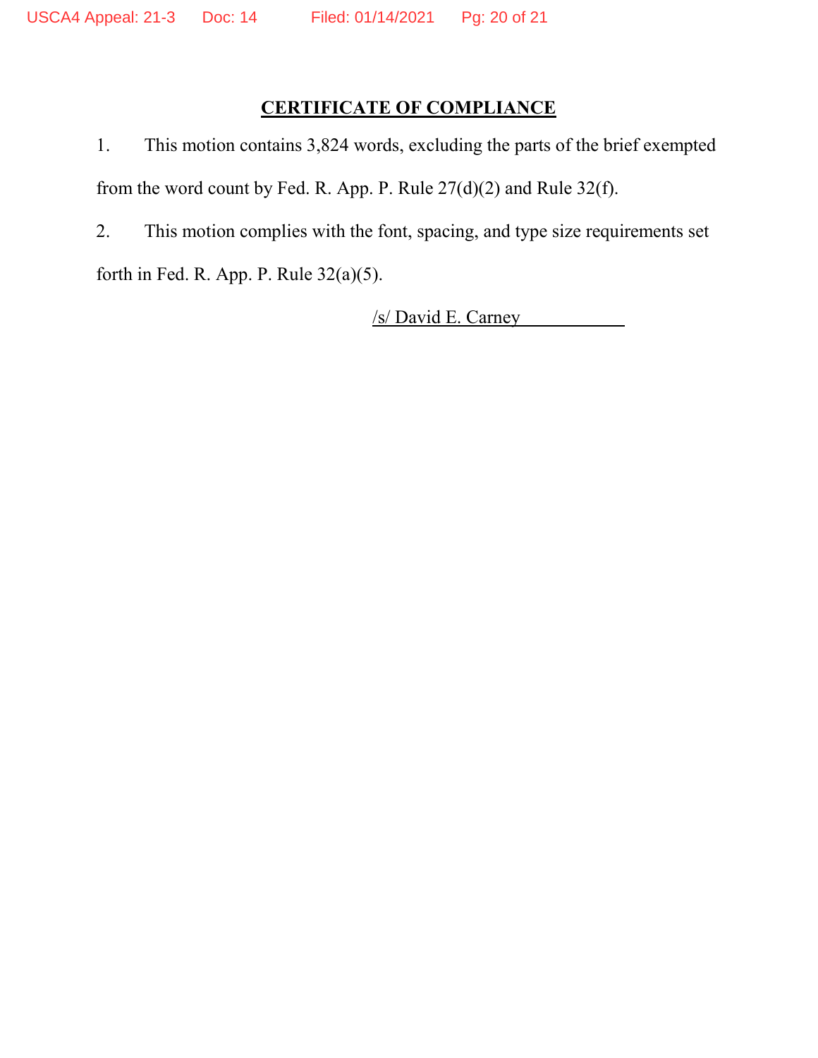## CERTIFICATE OF COMPLIANCE

1. This motion contains 3,824 words, excluding the parts of the brief exempted from the word count by Fed. R. App. P. Rule 27(d)(2) and Rule 32(f).

2. This motion complies with the font, spacing, and type size requirements set forth in Fed. R. App. P. Rule 32(a)(5).

/s/ David E. Carney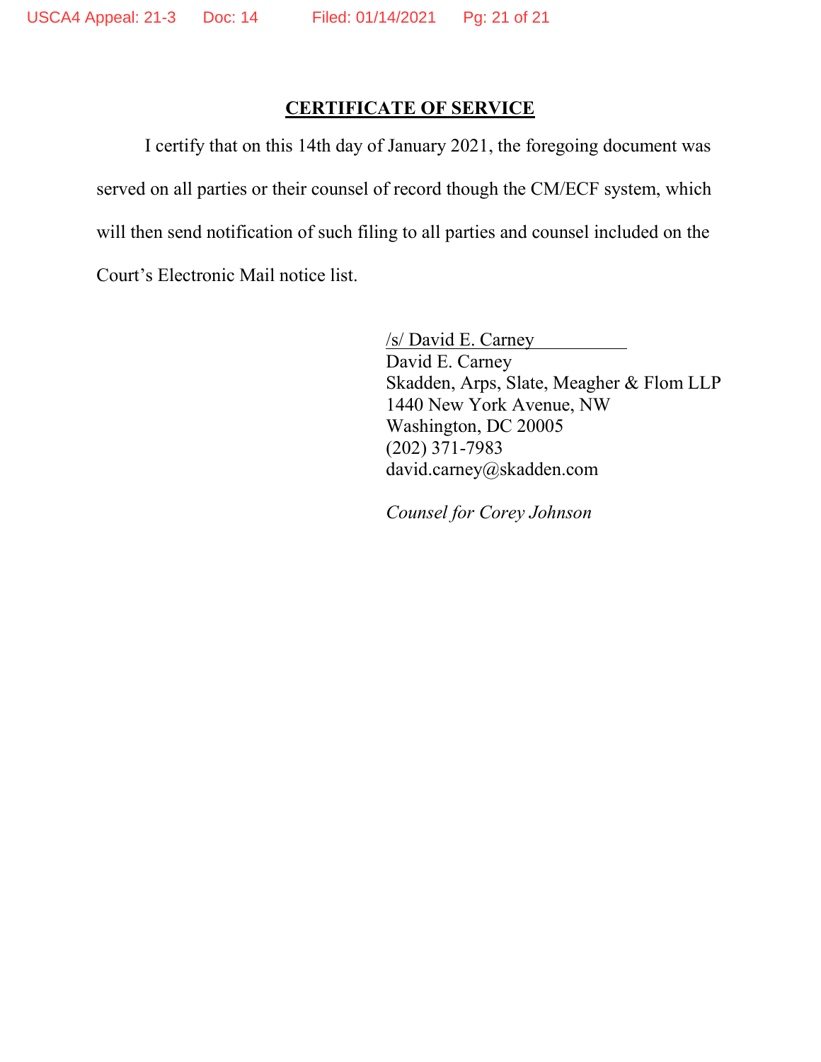**CERTIFICATE OF SERVICE**

I certify that on this 14th day of January 2021, the foregoing document was served on all parties or their counsel of record though the CM/ECF system, which will then send notification of such filing to all parties and counsel included on the Court's Electronic Mail notice list.

/s/ David E. Carney
David E. Carney
Skadden, Arps, Slate, Meagher & Flom LLP
1440 New York Avenue, NW
Washington, DC 20005
(202) 371-7983
david.carney@skadden.com

*Counsel for Corey Johnson*